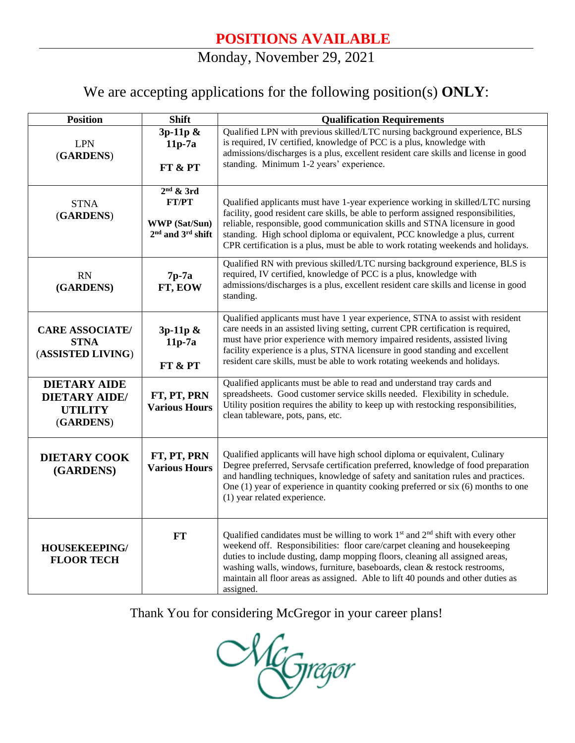# POSITIONS AVAILABLE

Monday, November 29, 2021

We are accepting applications for the following position(s) **ONLY**:

| Position | Shift | Qualification Requirements |
|---|---|---|
| LPN (**GARDENS**) | **3p-11p & 11p-7a** **FT & PT** | Qualified LPN with previous skilled/LTC nursing background experience, BLS is required, IV certified, knowledge of PCC is a plus, knowledge with admissions/discharges is a plus, excellent resident care skills and license in good standing. Minimum 1-2 years' experience. |
| STNA (**GARDENS**) | **2nd & 3rd FT/PT** **WWP (Sat/Sun) 2nd and 3rd shift** | Qualified applicants must have 1-year experience working in skilled/LTC nursing facility, good resident care skills, be able to perform assigned responsibilities, reliable, responsible, good communication skills and STNA licensure in good standing. High school diploma or equivalent, PCC knowledge a plus, current CPR certification is a plus, must be able to work rotating weekends and holidays. |
| RN **(GARDENS)** | **7p-7a FT, EOW** | Qualified RN with previous skilled/LTC nursing background experience, BLS is required, IV certified, knowledge of PCC is a plus, knowledge with admissions/discharges is a plus, excellent resident care skills and license in good standing. |
| **CARE ASSOCIATE/ STNA** (**ASSISTED LIVING**) | **3p-11p & 11p-7a** **FT & PT** | Qualified applicants must have 1 year experience, STNA to assist with resident care needs in an assisted living setting, current CPR certification is required, must have prior experience with memory impaired residents, assisted living facility experience is a plus, STNA licensure in good standing and excellent resident care skills, must be able to work rotating weekends and holidays. |
| **DIETARY AIDE** **DIETARY AIDE/ UTILITY** (**GARDENS**) | **FT, PT, PRN Various Hours** | Qualified applicants must be able to read and understand tray cards and spreadsheets. Good customer service skills needed. Flexibility in schedule. Utility position requires the ability to keep up with restocking responsibilities, clean tableware, pots, pans, etc. |
| **DIETARY COOK (GARDENS)** | **FT, PT, PRN Various Hours** | Qualified applicants will have high school diploma or equivalent, Culinary Degree preferred, Servsafe certification preferred, knowledge of food preparation and handling techniques, knowledge of safety and sanitation rules and practices. One (1) year of experience in quantity cooking preferred or six (6) months to one (1) year related experience. |
| **HOUSEKEEPING/ FLOOR TECH** | **FT** | Qualified candidates must be willing to work 1st and 2nd shift with every other weekend off. Responsibilities: floor care/carpet cleaning and housekeeping duties to include dusting, damp mopping floors, cleaning all assigned areas, washing walls, windows, furniture, baseboards, clean & restock restrooms, maintain all floor areas as assigned. Able to lift 40 pounds and other duties as assigned. |

Thank You for considering McGregor in your career plans!

McGregor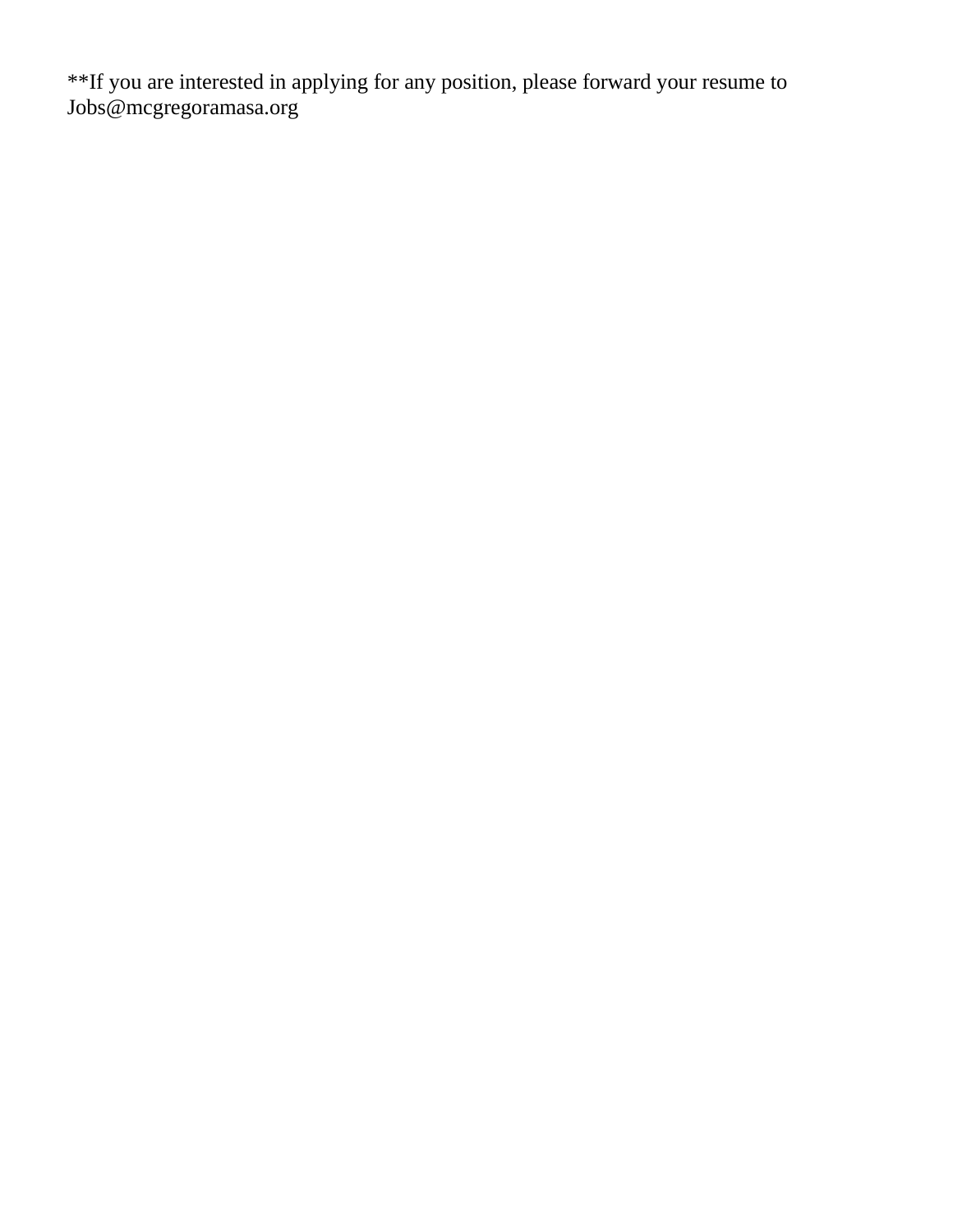**If you are interested in applying for any position, please forward your resume to Jobs@mcgregoramasa.org